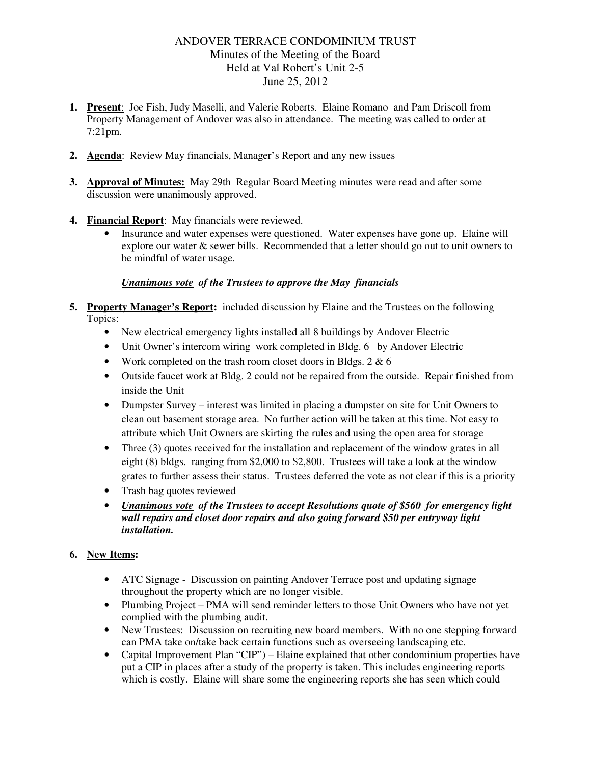# ANDOVER TERRACE CONDOMINIUM TRUST

Minutes of the Meeting of the Board
Held at Val Robert's Unit 2-5
June 25, 2012

1. **Present**: Joe Fish, Judy Maselli, and Valerie Roberts. Elaine Romano and Pam Driscoll from Property Management of Andover was also in attendance. The meeting was called to order at 7:21pm.

2. **Agenda**: Review May financials, Manager's Report and any new issues

3. **Approval of Minutes:** May 29th Regular Board Meeting minutes were read and after some discussion were unanimously approved.

4. **Financial Report**: May financials were reviewed.
   - Insurance and water expenses were questioned. Water expenses have gone up. Elaine will explore our water & sewer bills. Recommended that a letter should go out to unit owners to be mindful of water usage.

   ***Unanimous vote** of the Trustees to approve the May financials*

5. **Property Manager's Report:** included discussion by Elaine and the Trustees on the following Topics:
   - New electrical emergency lights installed all 8 buildings by Andover Electric
   - Unit Owner's intercom wiring work completed in Bldg. 6 by Andover Electric
   - Work completed on the trash room closet doors in Bldgs. 2 & 6
   - Outside faucet work at Bldg. 2 could not be repaired from the outside. Repair finished from inside the Unit
   - Dumpster Survey – interest was limited in placing a dumpster on site for Unit Owners to clean out basement storage area. No further action will be taken at this time. Not easy to attribute which Unit Owners are skirting the rules and using the open area for storage
   - Three (3) quotes received for the installation and replacement of the window grates in all eight (8) bldgs. ranging from $2,000 to $2,800. Trustees will take a look at the window grates to further assess their status. Trustees deferred the vote as not clear if this is a priority
   - Trash bag quotes reviewed
   - ***Unanimous vote** of the Trustees to accept Resolutions quote of $560 for emergency light wall repairs and closet door repairs and also going forward $50 per entryway light installation.*

6. **New Items:**
   - ATC Signage - Discussion on painting Andover Terrace post and updating signage throughout the property which are no longer visible.
   - Plumbing Project – PMA will send reminder letters to those Unit Owners who have not yet complied with the plumbing audit.
   - New Trustees: Discussion on recruiting new board members. With no one stepping forward can PMA take on/take back certain functions such as overseeing landscaping etc.
   - Capital Improvement Plan "CIP") – Elaine explained that other condominium properties have put a CIP in places after a study of the property is taken. This includes engineering reports which is costly. Elaine will share some the engineering reports she has seen which could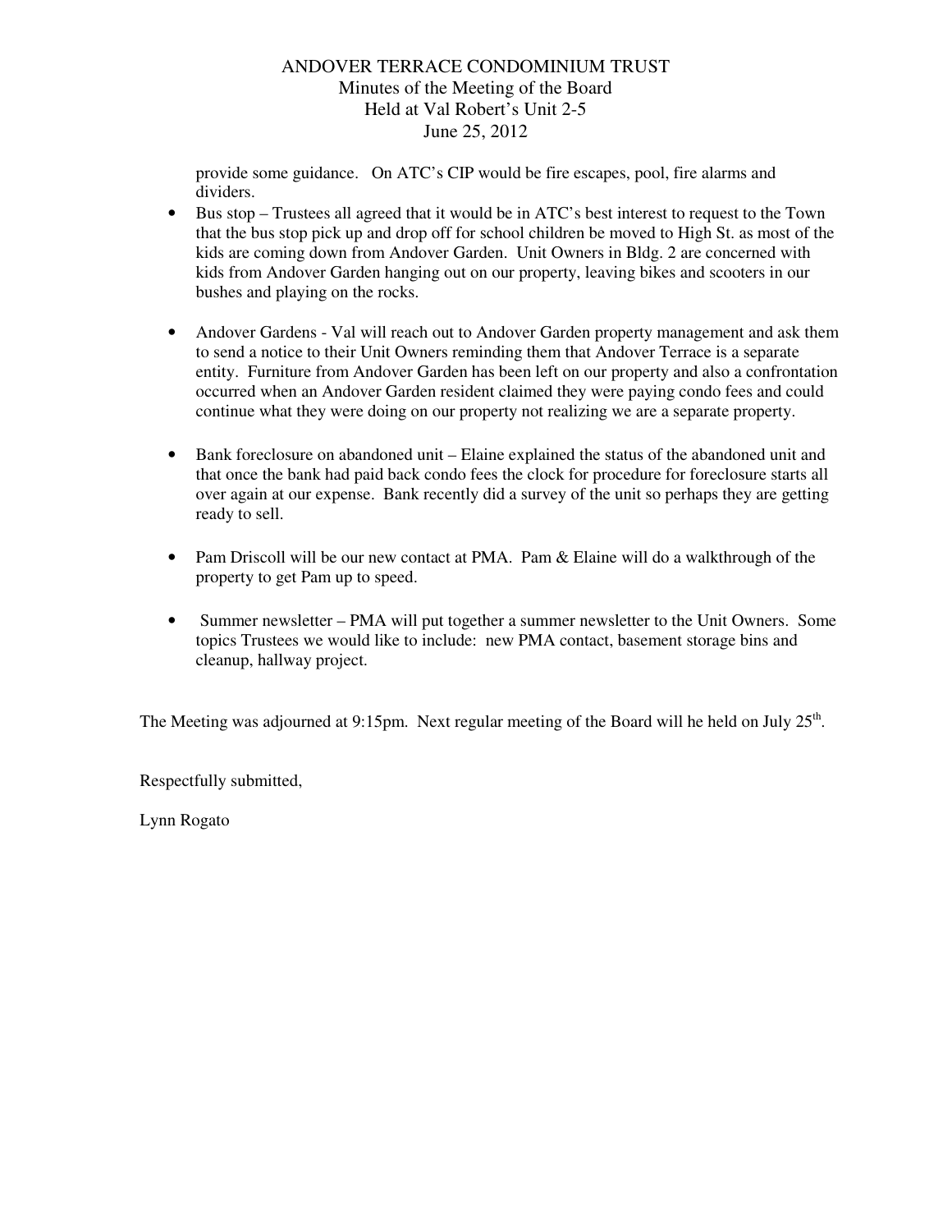provide some guidance. On ATC's CIP would be fire escapes, pool, fire alarms and dividers.

- Bus stop – Trustees all agreed that it would be in ATC's best interest to request to the Town that the bus stop pick up and drop off for school children be moved to High St. as most of the kids are coming down from Andover Garden. Unit Owners in Bldg. 2 are concerned with kids from Andover Garden hanging out on our property, leaving bikes and scooters in our bushes and playing on the rocks.

- Andover Gardens - Val will reach out to Andover Garden property management and ask them to send a notice to their Unit Owners reminding them that Andover Terrace is a separate entity. Furniture from Andover Garden has been left on our property and also a confrontation occurred when an Andover Garden resident claimed they were paying condo fees and could continue what they were doing on our property not realizing we are a separate property.

- Bank foreclosure on abandoned unit – Elaine explained the status of the abandoned unit and that once the bank had paid back condo fees the clock for procedure for foreclosure starts all over again at our expense. Bank recently did a survey of the unit so perhaps they are getting ready to sell.

- Pam Driscoll will be our new contact at PMA. Pam & Elaine will do a walkthrough of the property to get Pam up to speed.

- Summer newsletter – PMA will put together a summer newsletter to the Unit Owners. Some topics Trustees we would like to include: new PMA contact, basement storage bins and cleanup, hallway project.

The Meeting was adjourned at 9:15pm. Next regular meeting of the Board will he held on July 25th.

Respectfully submitted,

Lynn Rogato